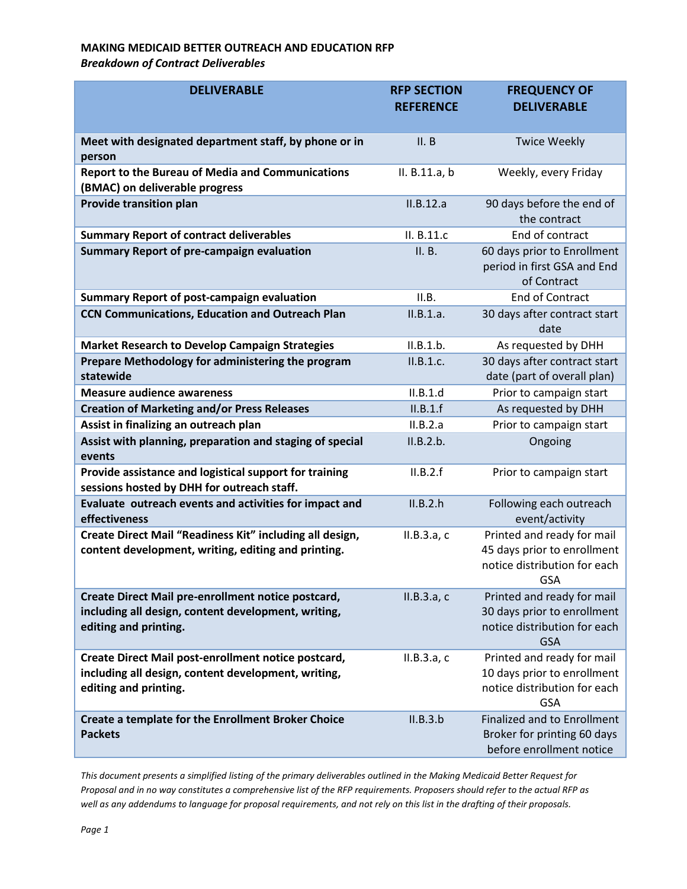**MAKING MEDICAID BETTER OUTREACH AND EDUCATION RFP**

*Breakdown of Contract Deliverables*

| DELIVERABLE | RFP SECTION REFERENCE | FREQUENCY OF DELIVERABLE |
|---|---|---|
| **Meet with designated department staff, by phone or in person** | II. B | Twice Weekly |
| **Report to the Bureau of Media and Communications (BMAC) on deliverable progress** | II. B.11.a, b | Weekly, every Friday |
| **Provide transition plan** | II.B.12.a | 90 days before the end of the contract |
| **Summary Report of contract deliverables** | II. B.11.c | End of contract |
| **Summary Report of pre-campaign evaluation** | II. B. | 60 days prior to Enrollment period in first GSA and End of Contract |
| **Summary Report of post-campaign evaluation** | II.B. | End of Contract |
| **CCN Communications, Education and Outreach Plan** | II.B.1.a. | 30 days after contract start date |
| **Market Research to Develop Campaign Strategies** | II.B.1.b. | As requested by DHH |
| **Prepare Methodology for administering the program statewide** | II.B.1.c. | 30 days after contract start date (part of overall plan) |
| **Measure audience awareness** | II.B.1.d | Prior to campaign start |
| **Creation of Marketing and/or Press Releases** | II.B.1.f | As requested by DHH |
| **Assist in finalizing an outreach plan** | II.B.2.a | Prior to campaign start |
| **Assist with planning, preparation and staging of special events** | II.B.2.b. | Ongoing |
| **Provide assistance and logistical support for training sessions hosted by DHH for outreach staff.** | II.B.2.f | Prior to campaign start |
| **Evaluate outreach events and activities for impact and effectiveness** | II.B.2.h | Following each outreach event/activity |
| **Create Direct Mail "Readiness Kit" including all design, content development, writing, editing and printing.** | II.B.3.a, c | Printed and ready for mail 45 days prior to enrollment notice distribution for each GSA |
| **Create Direct Mail pre-enrollment notice postcard, including all design, content development, writing, editing and printing.** | II.B.3.a, c | Printed and ready for mail 30 days prior to enrollment notice distribution for each GSA |
| **Create Direct Mail post-enrollment notice postcard, including all design, content development, writing, editing and printing.** | II.B.3.a, c | Printed and ready for mail 10 days prior to enrollment notice distribution for each GSA |
| **Create a template for the Enrollment Broker Choice Packets** | II.B.3.b | Finalized and to Enrollment Broker for printing 60 days before enrollment notice |

*This document presents a simplified listing of the primary deliverables outlined in the Making Medicaid Better Request for Proposal and in no way constitutes a comprehensive list of the RFP requirements. Proposers should refer to the actual RFP as well as any addendums to language for proposal requirements, and not rely on this list in the drafting of their proposals.*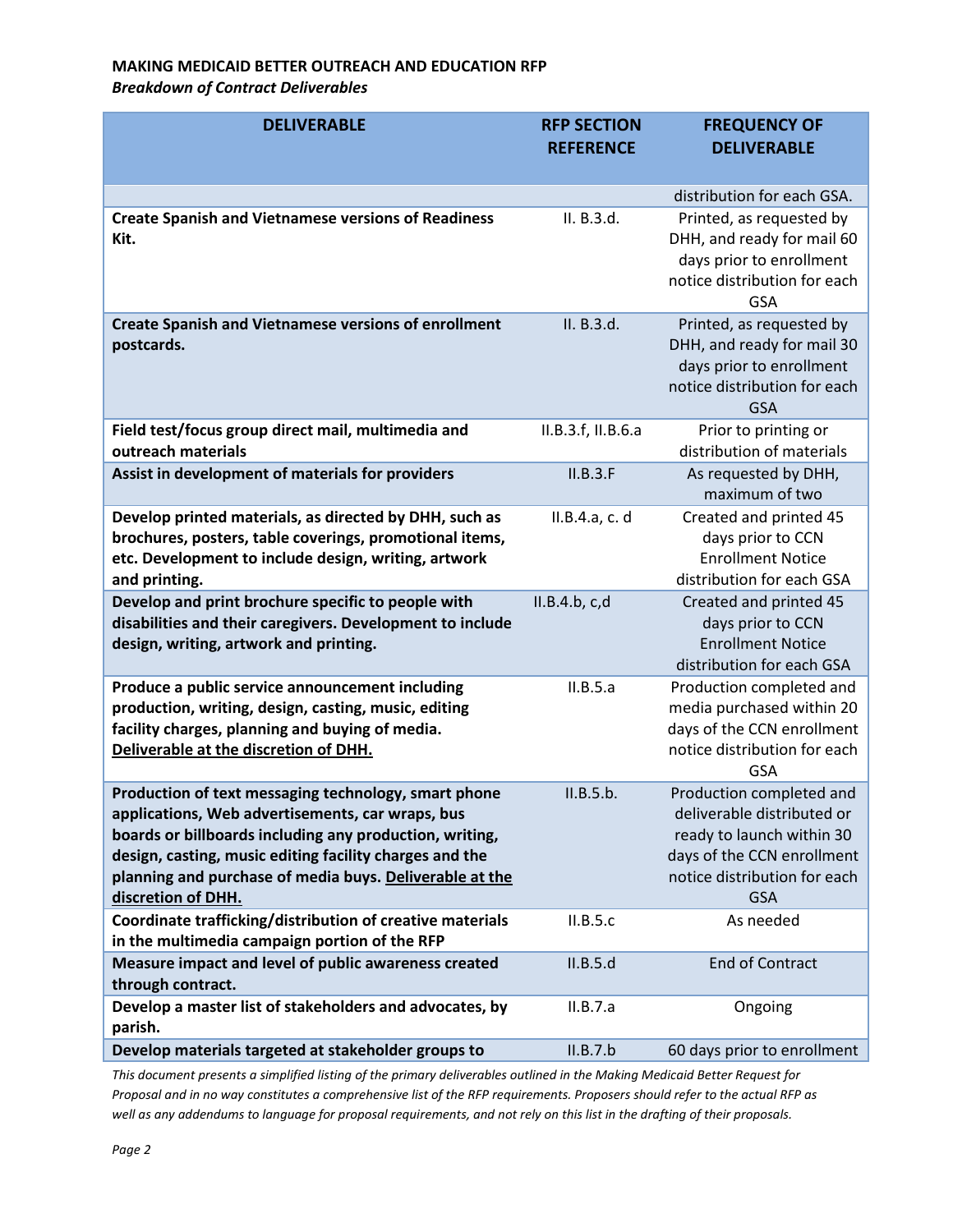**MAKING MEDICAID BETTER OUTREACH AND EDUCATION RFP**
***Breakdown of Contract Deliverables***

| DELIVERABLE | RFP SECTION REFERENCE | FREQUENCY OF DELIVERABLE |
|---|---|---|
| | | distribution for each GSA. |
| **Create Spanish and Vietnamese versions of Readiness Kit.** | II. B.3.d. | Printed, as requested by DHH, and ready for mail 60 days prior to enrollment notice distribution for each GSA |
| **Create Spanish and Vietnamese versions of enrollment postcards.** | II. B.3.d. | Printed, as requested by DHH, and ready for mail 30 days prior to enrollment notice distribution for each GSA |
| **Field test/focus group direct mail, multimedia and outreach materials** | II.B.3.f, II.B.6.a | Prior to printing or distribution of materials |
| **Assist in development of materials for providers** | II.B.3.F | As requested by DHH, maximum of two |
| **Develop printed materials, as directed by DHH, such as brochures, posters, table coverings, promotional items, etc. Development to include design, writing, artwork and printing.** | II.B.4.a, c. d | Created and printed 45 days prior to CCN Enrollment Notice distribution for each GSA |
| **Develop and print brochure specific to people with disabilities and their caregivers. Development to include design, writing, artwork and printing.** | II.B.4.b, c,d | Created and printed 45 days prior to CCN Enrollment Notice distribution for each GSA |
| **Produce a public service announcement including production, writing, design, casting, music, editing facility charges, planning and buying of media. <u>Deliverable at the discretion of DHH.</u>** | II.B.5.a | Production completed and media purchased within 20 days of the CCN enrollment notice distribution for each GSA |
| **Production of text messaging technology, smart phone applications, Web advertisements, car wraps, bus boards or billboards including any production, writing, design, casting, music editing facility charges and the planning and purchase of media buys. <u>Deliverable at the discretion of DHH.</u>** | II.B.5.b. | Production completed and deliverable distributed or ready to launch within 30 days of the CCN enrollment notice distribution for each GSA |
| **Coordinate trafficking/distribution of creative materials in the multimedia campaign portion of the RFP** | II.B.5.c | As needed |
| **Measure impact and level of public awareness created through contract.** | II.B.5.d | End of Contract |
| **Develop a master list of stakeholders and advocates, by parish.** | II.B.7.a | Ongoing |
| **Develop materials targeted at stakeholder groups to** | II.B.7.b | 60 days prior to enrollment |

*This document presents a simplified listing of the primary deliverables outlined in the Making Medicaid Better Request for Proposal and in no way constitutes a comprehensive list of the RFP requirements. Proposers should refer to the actual RFP as well as any addendums to language for proposal requirements, and not rely on this list in the drafting of their proposals.*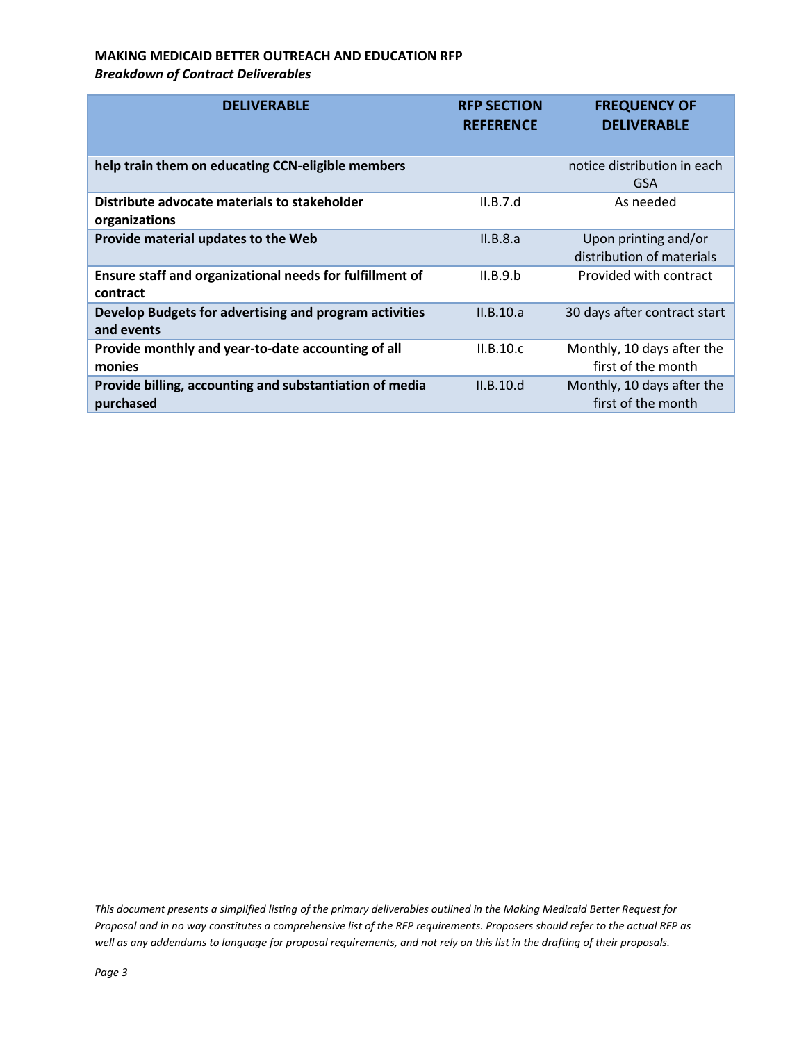**MAKING MEDICAID BETTER OUTREACH AND EDUCATION RFP**

*Breakdown of Contract Deliverables*

| DELIVERABLE | RFP SECTION REFERENCE | FREQUENCY OF DELIVERABLE |
|---|---|---|
| **help train them on educating CCN-eligible members** | | notice distribution in each GSA |
| **Distribute advocate materials to stakeholder organizations** | II.B.7.d | As needed |
| **Provide material updates to the Web** | II.B.8.a | Upon printing and/or distribution of materials |
| **Ensure staff and organizational needs for fulfillment of contract** | II.B.9.b | Provided with contract |
| **Develop Budgets for advertising and program activities and events** | II.B.10.a | 30 days after contract start |
| **Provide monthly and year-to-date accounting of all monies** | II.B.10.c | Monthly, 10 days after the first of the month |
| **Provide billing, accounting and substantiation of media purchased** | II.B.10.d | Monthly, 10 days after the first of the month |

*This document presents a simplified listing of the primary deliverables outlined in the Making Medicaid Better Request for Proposal and in no way constitutes a comprehensive list of the RFP requirements. Proposers should refer to the actual RFP as well as any addendums to language for proposal requirements, and not rely on this list in the drafting of their proposals.*